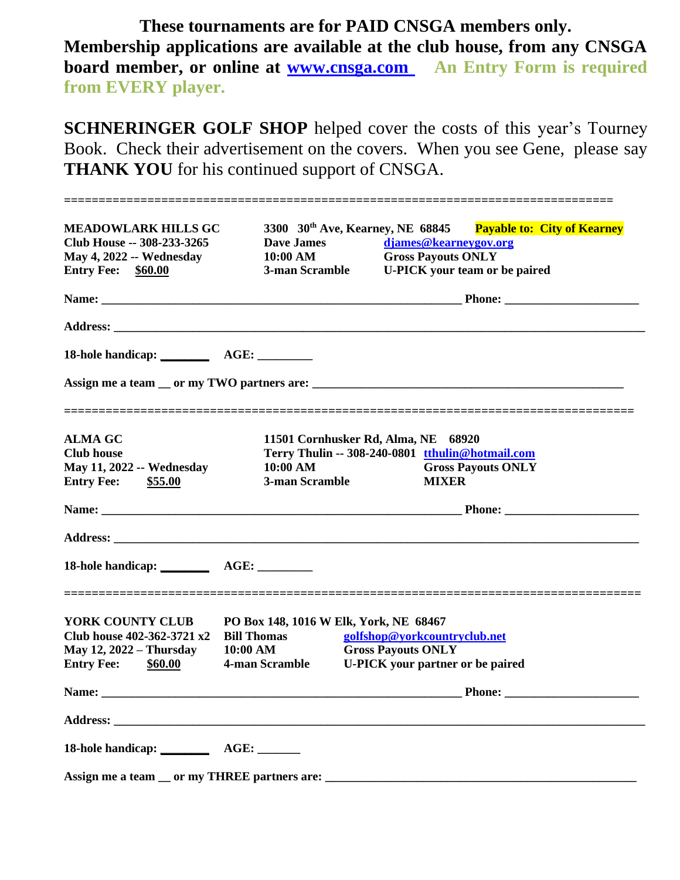**These tournaments are for PAID CNSGA members only. Membership applications are available at the club house, from any CNSGA board member, or online at [www.cnsga.com](http://www.cnsga.com)** **An Entry Form is required from EVERY player.**

**SCHNERINGER GOLF SHOP** helped cover the costs of this year's Tourney Book. Check their advertisement on the covers. When you see Gene, please say **THANK YOU** for his continued support of CNSGA.

================================================================================

**MEADOWLARK HILLS GC** — **3300 30th Ave, Kearney, NE 68845** — **Payable to: City of Kearney**
**Club House -- 308-233-3265** — **Dave James** — **djames@kearneygov.org**
**May 4, 2022 -- Wednesday** — **10:00 AM** — **Gross Payouts ONLY**
**Entry Fee: $60.00** — **3-man Scramble** — **U-PICK your team or be paired**

**Name:** ____________________________________________ **Phone:** ________________

**Address:** ______________________________________________________________________

**18-hole handicap:** ________ **AGE:** _________

**Assign me a team** __ **or my TWO partners are:** ______________________________________

================================================================================

**ALMA GC** — **11501 Cornhusker Rd, Alma, NE 68920**
**Club house** — **Terry Thulin -- 308-240-0801** — **tthulin@hotmail.com**
**May 11, 2022 -- Wednesday** — **10:00 AM** — **Gross Payouts ONLY**
**Entry Fee: $55.00** — **3-man Scramble** — **MIXER**

**Name:** ____________________________________________ **Phone:** ________________

**Address:** ______________________________________________________________________

**18-hole handicap:** ________ **AGE:** _________

================================================================================

**YORK COUNTY CLUB** — **PO Box 148, 1016 W Elk, York, NE 68467**
**Club house 402-362-3721 x2** — **Bill Thomas** — **golfshop@yorkcountryclub.net**
**May 12, 2022 – Thursday** — **10:00 AM** — **Gross Payouts ONLY**
**Entry Fee: $60.00** — **4-man Scramble** — **U-PICK your partner or be paired**

**Name:** ____________________________________________ **Phone:** ________________

**Address:** ______________________________________________________________________

**18-hole handicap:** ________ **AGE:** _______

**Assign me a team** __ **or my THREE partners are:** ____________________________________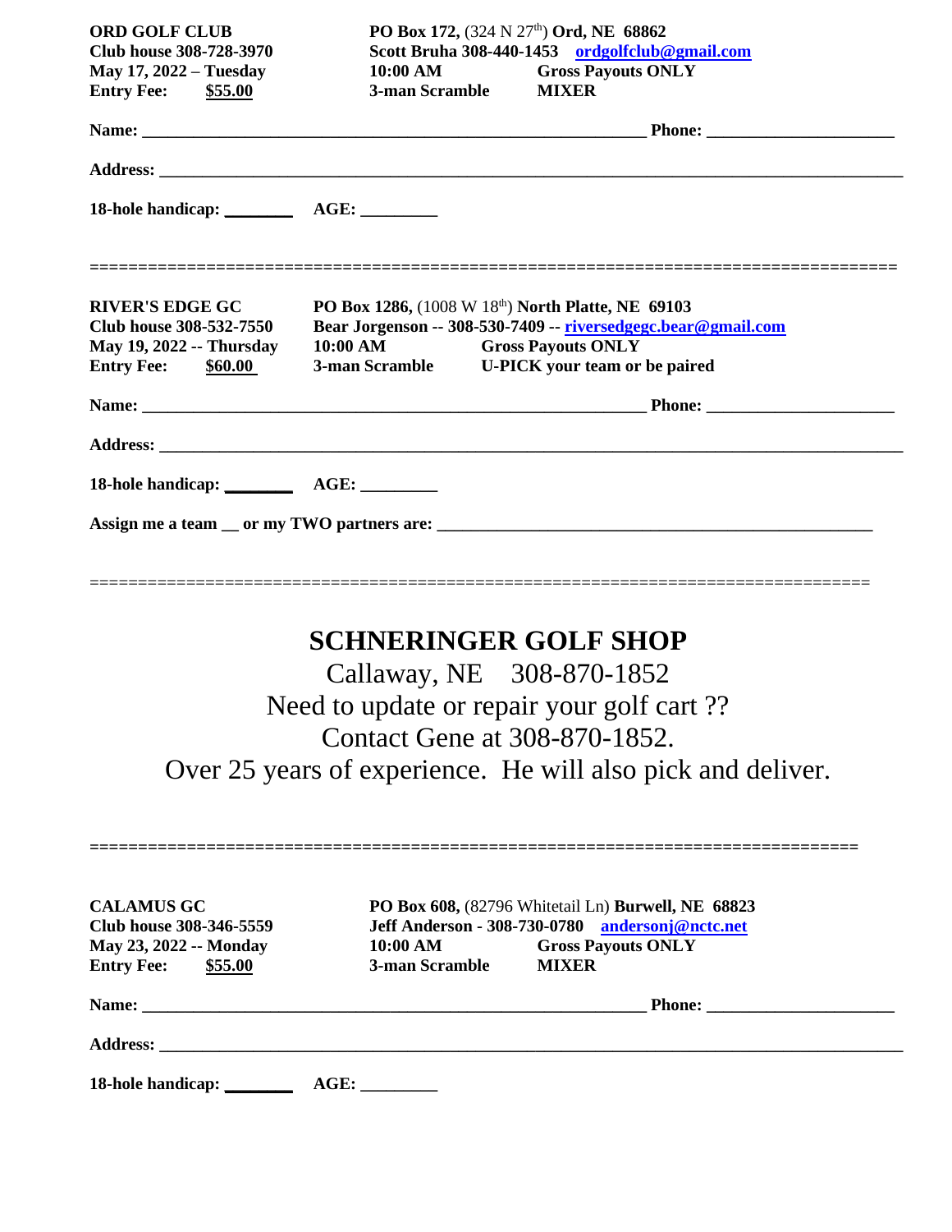**ORD GOLF CLUB** **PO Box 172,** (324 N 27th) **Ord, NE 68862**
**Club house 308-728-3970** **Scott Bruha 308-440-1453** [ordgolfclub@gmail.com](mailto:ordgolfclub@gmail.com)
**May 17, 2022 – Tuesday** **10:00 AM** **Gross Payouts ONLY**
**Entry Fee: $55.00** **3-man Scramble** **MIXER**

**Name:** ______________________________________________ **Phone:** ____________________

**Address:** ______________________________________________________________________

**18-hole handicap:** ________ **AGE:** ________

================================================================================

**RIVER'S EDGE GC** **PO Box 1286,** (1008 W 18th) **North Platte, NE 69103**
**Club house 308-532-7550** **Bear Jorgenson -- 308-530-7409 --** [riversedgegc.bear@gmail.com](mailto:riversedgegc.bear@gmail.com)
**May 19, 2022 -- Thursday** **10:00 AM** **Gross Payouts ONLY**
**Entry Fee: $60.00** **3-man Scramble** **U-PICK your team or be paired**

**Name:** ______________________________________________ **Phone:** ____________________

**Address:** ______________________________________________________________________

**18-hole handicap:** ________ **AGE:** ________

**Assign me a team __ or my TWO partners are:** ________________________________________

================================================================================

# SCHNERINGER GOLF SHOP

Callaway, NE 308-870-1852

Need to update or repair your golf cart ??

Contact Gene at 308-870-1852.

Over 25 years of experience. He will also pick and deliver.

================================================================================

**CALAMUS GC** **PO Box 608,** (82796 Whitetail Ln) **Burwell, NE 68823**
**Club house 308-346-5559** **Jeff Anderson - 308-730-0780** [andersonj@nctc.net](mailto:andersonj@nctc.net)
**May 23, 2022 -- Monday** **10:00 AM** **Gross Payouts ONLY**
**Entry Fee: $55.00** **3-man Scramble** **MIXER**

**Name:** ______________________________________________ **Phone:** ____________________

**Address:** ______________________________________________________________________

**18-hole handicap:** ________ **AGE:** ________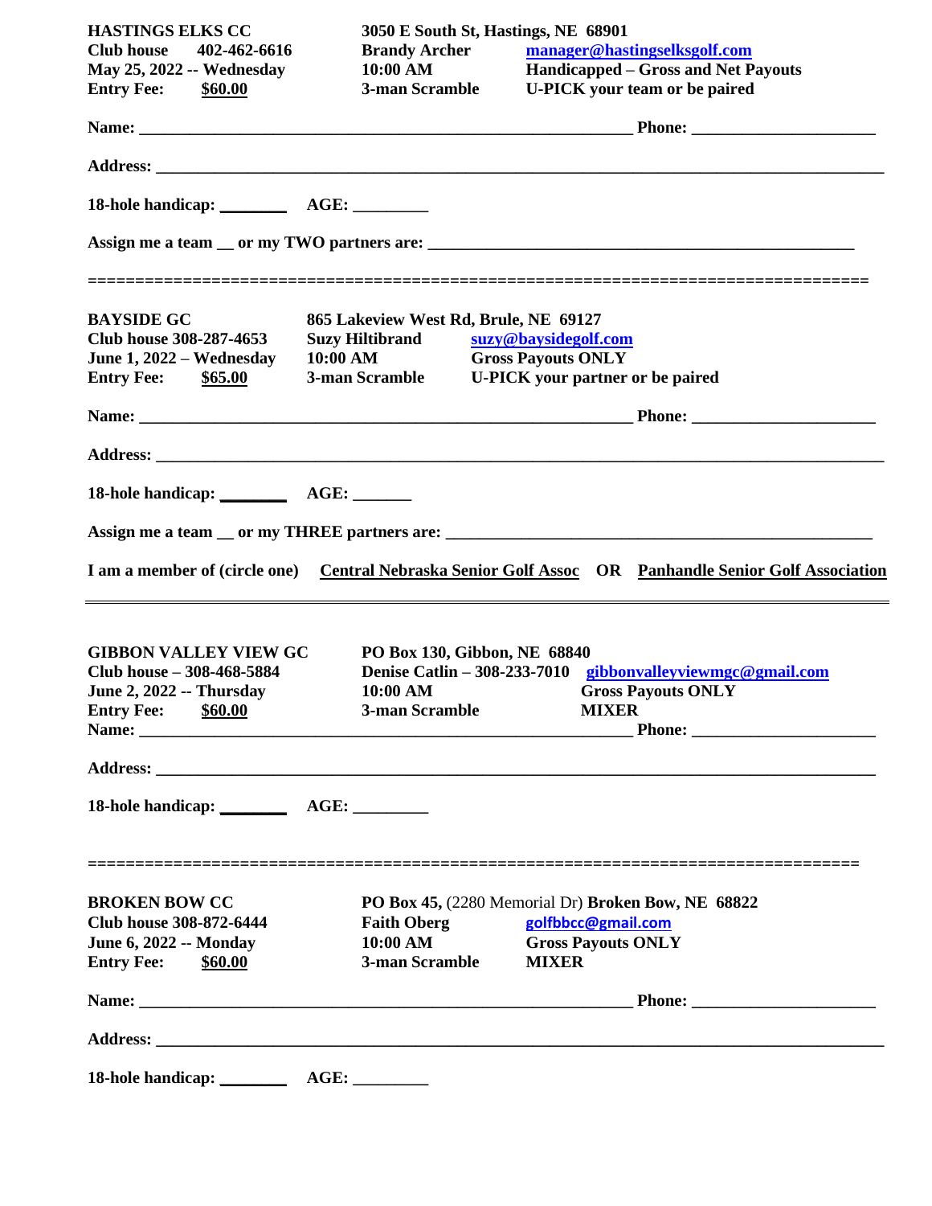**HASTINGS ELKS CC** **3050 E South St, Hastings, NE 68901**

**Club house 402-462-6616** **Brandy Archer** **manager@hastingselksgolf.com**

**May 25, 2022 -- Wednesday** **10:00 AM** **Handicapped – Gross and Net Payouts**

**Entry Fee: $60.00** **3-man Scramble** **U-PICK your team or be paired**

**Name:** ____________________________________________ **Phone:** ____________________

**Address:** ________________________________________________________________________

**18-hole handicap:** ________ **AGE:** ________

**Assign me a team __ or my TWO partners are:** ____________________________________________

================================================================================

**BAYSIDE GC** **865 Lakeview West Rd, Brule, NE 69127**

**Club house 308-287-4653** **Suzy Hiltibrand** **suzy@baysidegolf.com**

**June 1, 2022 – Wednesday** **10:00 AM** **Gross Payouts ONLY**

**Entry Fee: $65.00** **3-man Scramble** **U-PICK your partner or be paired**

**Name:** ____________________________________________ **Phone:** ____________________

**Address:** ________________________________________________________________________

**18-hole handicap:** ________ **AGE:** _______

**Assign me a team __ or my THREE partners are:** ____________________________________________

**I am a member of (circle one)** **Central Nebraska Senior Golf Assoc** **OR** **Panhandle Senior Golf Association**

---

**GIBBON VALLEY VIEW GC** **PO Box 130, Gibbon, NE 68840**

**Club house – 308-468-5884** **Denise Catlin – 308-233-7010** **gibbonvalleyviewmgc@gmail.com**

**June 2, 2022 -- Thursday** **10:00 AM** **Gross Payouts ONLY**

**Entry Fee: $60.00** **3-man Scramble** **MIXER**

**Name:** ____________________________________________ **Phone:** ____________________

**Address:** ________________________________________________________________________

**18-hole handicap:** ________ **AGE:** ________

================================================================================

**BROKEN BOW CC** **PO Box 45,** (2280 Memorial Dr) **Broken Bow, NE 68822**

**Club house 308-872-6444** **Faith Oberg** **golfbbcc@gmail.com**

**June 6, 2022 -- Monday** **10:00 AM** **Gross Payouts ONLY**

**Entry Fee: $60.00** **3-man Scramble** **MIXER**

**Name:** ____________________________________________ **Phone:** ____________________

**Address:** ________________________________________________________________________

**18-hole handicap:** ________ **AGE:** ________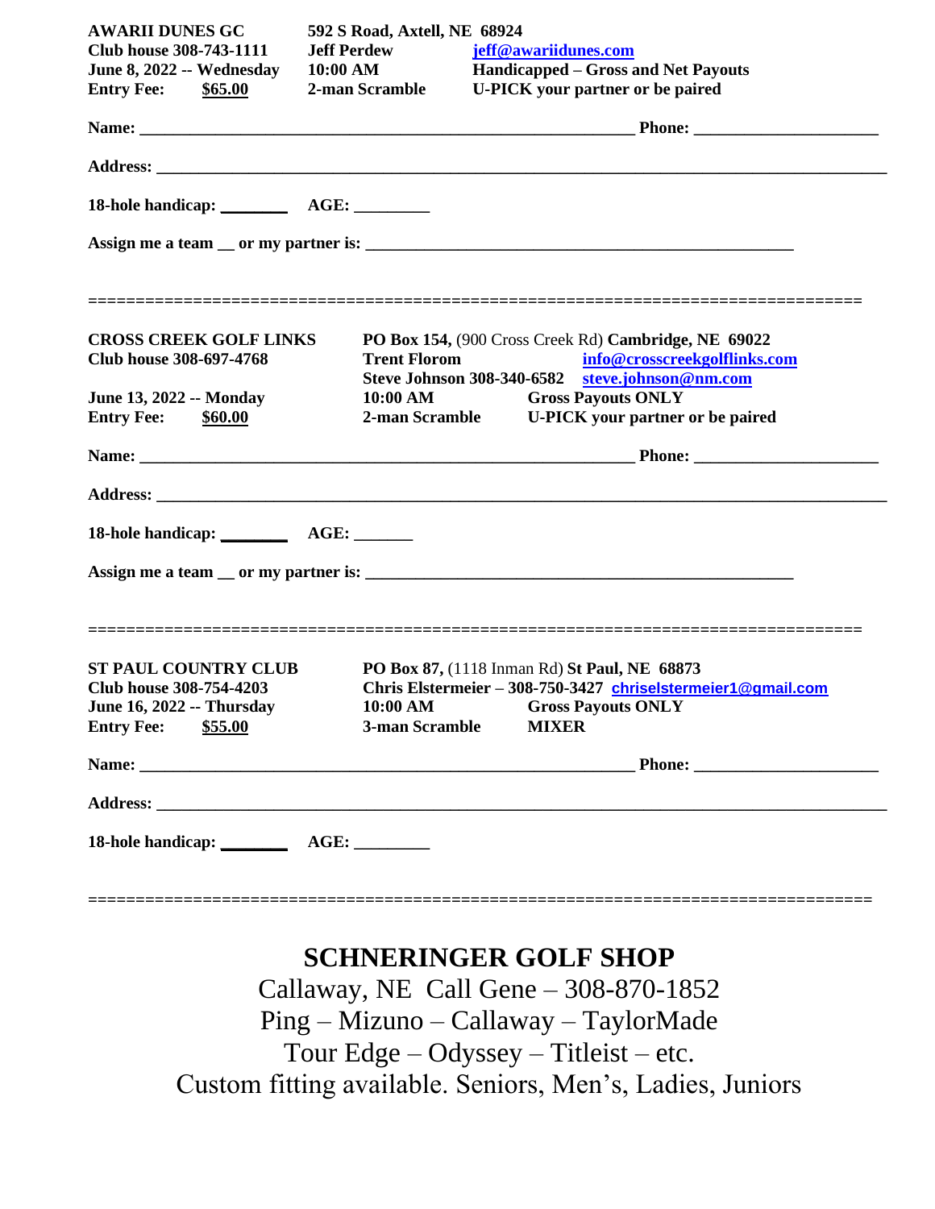**AWARII DUNES GC** **592 S Road, Axtell, NE 68924**
**Club house 308-743-1111** **Jeff Perdew** **jeff@awariidunes.com**
**June 8, 2022 -- Wednesday** **10:00 AM** **Handicapped – Gross and Net Payouts**
**Entry Fee: $65.00** **2-man Scramble** **U-PICK your partner or be paired**

**Name:** ____________________________________________ **Phone:** ________________

**Address:** ______________________________________________________________

**18-hole handicap:** ________ **AGE:** ________

**Assign me a team __ or my partner is:** ______________________________________

===============================================================================

**CROSS CREEK GOLF LINKS** **PO Box 154,** (900 Cross Creek Rd) **Cambridge, NE 69022**
**Club house 308-697-4768** **Trent Florom** **info@crosscreekgolflinks.com**
**Steve Johnson 308-340-6582** **steve.johnson@nm.com**
**June 13, 2022 -- Monday** **10:00 AM** **Gross Payouts ONLY**
**Entry Fee: $60.00** **2-man Scramble** **U-PICK your partner or be paired**

**Name:** ____________________________________________ **Phone:** ________________

**Address:** ______________________________________________________________

**18-hole handicap:** ________ **AGE:** _______

**Assign me a team __ or my partner is:** ______________________________________

===============================================================================

**ST PAUL COUNTRY CLUB** **PO Box 87,** (1118 Inman Rd) **St Paul, NE 68873**
**Club house 308-754-4203** **Chris Elstermeier – 308-750-3427** **chriselstermeier1@gmail.com**
**June 16, 2022 -- Thursday** **10:00 AM** **Gross Payouts ONLY**
**Entry Fee: $55.00** **3-man Scramble** **MIXER**

**Name:** ____________________________________________ **Phone:** ________________

**Address:** ______________________________________________________________

**18-hole handicap:** ________ **AGE:** ________

===============================================================================

## SCHNERINGER GOLF SHOP

Callaway, NE Call Gene – 308-870-1852
Ping – Mizuno – Callaway – TaylorMade
Tour Edge – Odyssey – Titleist – etc.
Custom fitting available. Seniors, Men's, Ladies, Juniors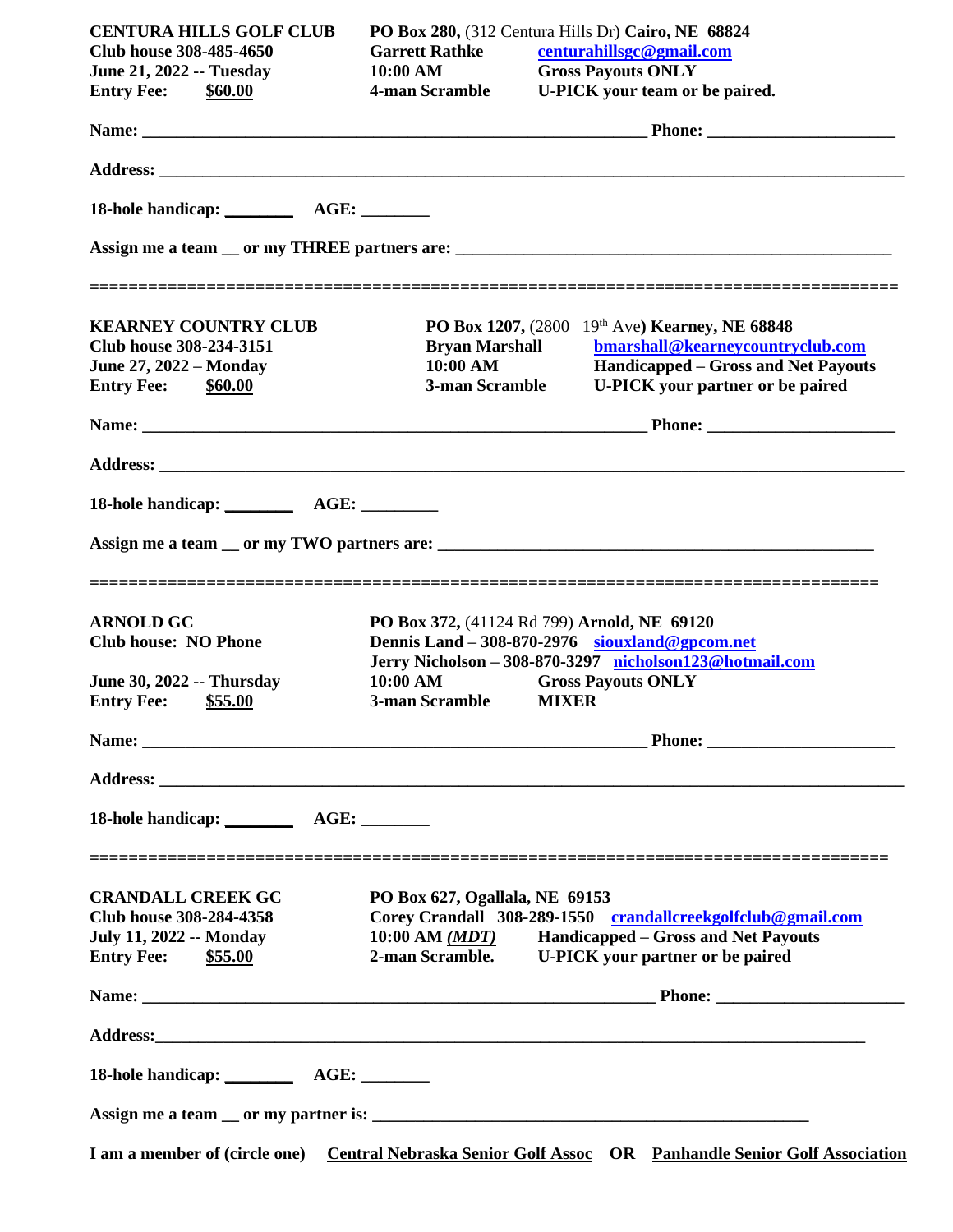**CENTURA HILLS GOLF CLUB** **PO Box 280,** (312 Centura Hills Dr) **Cairo, NE 68824**
**Club house 308-485-4650** **Garrett Rathke** **centurahillsgc@gmail.com**
**June 21, 2022 -- Tuesday** **10:00 AM** **Gross Payouts ONLY**
**Entry Fee: $60.00** **4-man Scramble** **U-PICK your team or be paired.**

**Name:** ________________________________________ **Phone:** ______________________

**Address:** ________________________________________________________________

**18-hole handicap:** ________ **AGE:** ________

**Assign me a team __ or my THREE partners are:** ____________________________________

====================================================================================

**KEARNEY COUNTRY CLUB** **PO Box 1207,** (2800 19th Ave) **Kearney, NE 68848**
**Club house 308-234-3151** **Bryan Marshall** **bmarshall@kearneycountryclub.com**
**June 27, 2022 – Monday** **10:00 AM** **Handicapped – Gross and Net Payouts**
**Entry Fee: $60.00** **3-man Scramble** **U-PICK your partner or be paired**

**Name:** ________________________________________ **Phone:** ______________________

**Address:** ________________________________________________________________

**18-hole handicap:** ________ **AGE:** ________

**Assign me a team __ or my TWO partners are:** ____________________________________

====================================================================================

**ARNOLD GC** **PO Box 372,** (41124 Rd 799) **Arnold, NE 69120**
**Club house: NO Phone** **Dennis Land – 308-870-2976** **siouxland@gpcom.net**
**Jerry Nicholson – 308-870-3297** **nicholson123@hotmail.com**
**June 30, 2022 -- Thursday** **10:00 AM** **Gross Payouts ONLY**
**Entry Fee: $55.00** **3-man Scramble** **MIXER**

**Name:** ________________________________________ **Phone:** ______________________

**Address:** ________________________________________________________________

**18-hole handicap:** ________ **AGE:** ________

====================================================================================

**CRANDALL CREEK GC** **PO Box 627, Ogallala, NE 69153**
**Club house 308-284-4358** **Corey Crandall 308-289-1550** **crandallcreekgolfclub@gmail.com**
**July 11, 2022 -- Monday** **10:00 AM *(MDT)*** **Handicapped – Gross and Net Payouts**
**Entry Fee: $55.00** **2-man Scramble.** **U-PICK your partner or be paired**

**Name:** ________________________________________ **Phone:** ______________________

**Address:** ________________________________________________________________

**18-hole handicap:** ________ **AGE:** ________

**Assign me a team __ or my partner is:** ____________________________________

**I am a member of (circle one)** **Central Nebraska Senior Golf Assoc** **OR** **Panhandle Senior Golf Association**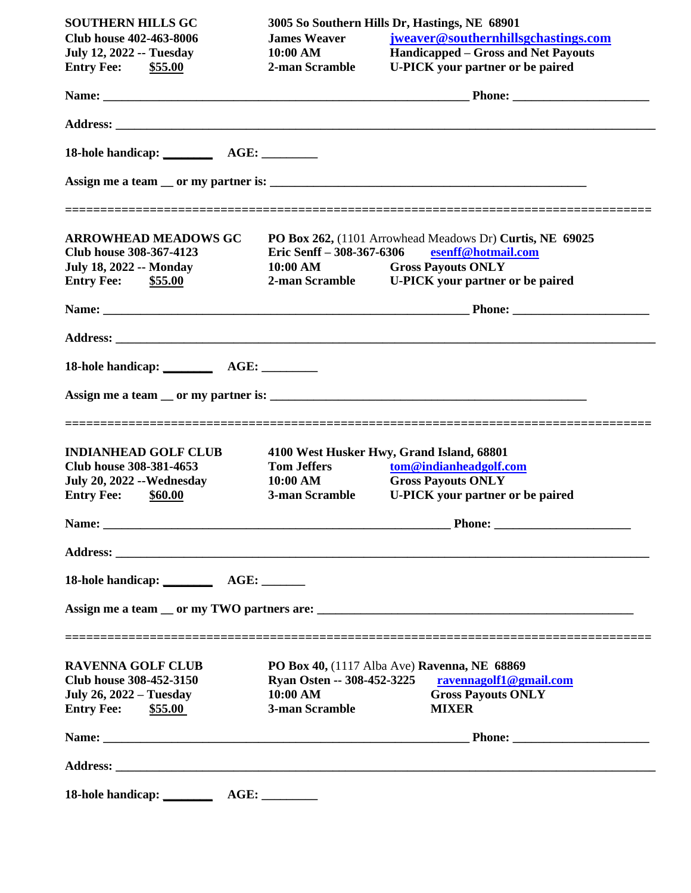**SOUTHERN HILLS GC** **3005 So Southern Hills Dr, Hastings, NE 68901**
**Club house 402-463-8006** **James Weaver** **jweaver@southernhillsgchastings.com**
**July 12, 2022 -- Tuesday** **10:00 AM** **Handicapped – Gross and Net Payouts**
**Entry Fee: $55.00** **2-man Scramble** **U-PICK your partner or be paired**

**Name:** ______________________________________________ **Phone:** ____________________

**Address:** ______________________________________________________________________

**18-hole handicap:** ________ **AGE:** _________

**Assign me a team __ or my partner is:** ______________________________________________

=====================================================================================

**ARROWHEAD MEADOWS GC** **PO Box 262,** (1101 Arrowhead Meadows Dr) **Curtis, NE 69025**
**Club house 308-367-4123** **Eric Senff – 308-367-6306** **esenff@hotmail.com**
**July 18, 2022 -- Monday** **10:00 AM** **Gross Payouts ONLY**
**Entry Fee: $55.00** **2-man Scramble** **U-PICK your partner or be paired**

**Name:** ______________________________________________ **Phone:** ____________________

**Address:** ______________________________________________________________________

**18-hole handicap:** ________ **AGE:** _________

**Assign me a team __ or my partner is:** ______________________________________________

=====================================================================================

**INDIANHEAD GOLF CLUB** **4100 West Husker Hwy, Grand Island, 68801**
**Club house 308-381-4653** **Tom Jeffers** **tom@indianheadgolf.com**
**July 20, 2022 --Wednesday** **10:00 AM** **Gross Payouts ONLY**
**Entry Fee: $60.00** **3-man Scramble** **U-PICK your partner or be paired**

**Name:** ______________________________________________ **Phone:** ____________________

**Address:** ______________________________________________________________________

**18-hole handicap:** ________ **AGE:** _______

**Assign me a team __ or my TWO partners are:** ______________________________________________

=====================================================================================

**RAVENNA GOLF CLUB** **PO Box 40,** (1117 Alba Ave) **Ravenna, NE 68869**
**Club house 308-452-3150** **Ryan Osten -- 308-452-3225** **ravennagolf1@gmail.com**
**July 26, 2022 – Tuesday** **10:00 AM** **Gross Payouts ONLY**
**Entry Fee: $55.00** **3-man Scramble** **MIXER**

**Name:** ______________________________________________ **Phone:** ____________________

**Address:** ______________________________________________________________________

**18-hole handicap:** ________ **AGE:** _________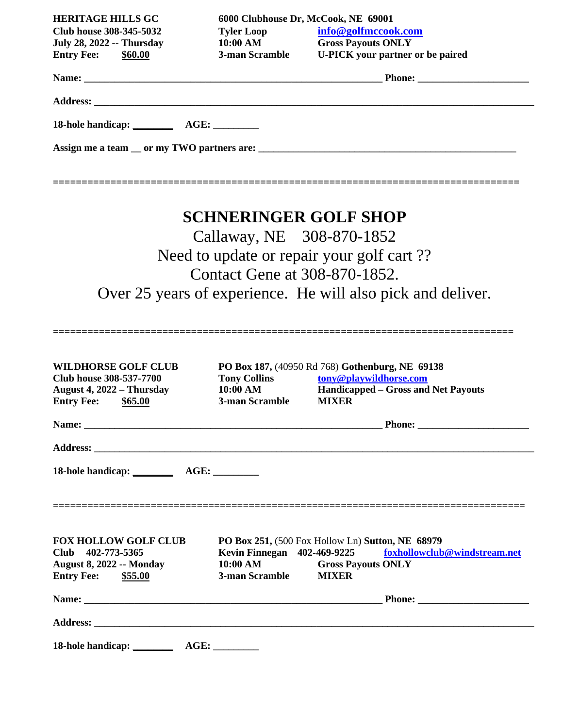**HERITAGE HILLS GC** — **6000 Clubhouse Dr, McCook, NE 69001**
**Club house 308-345-5032** — **Tyler Loop** — **info@golfmccook.com**
**July 28, 2022 -- Thursday** — **10:00 AM** — **Gross Payouts ONLY**
**Entry Fee: $60.00** — **3-man Scramble** — **U-PICK your partner or be paired**

**Name:** ____________________________________________ **Phone:** ________________

**Address:** ____________________________________________________________________

**18-hole handicap:** ________ **AGE:** ________

**Assign me a team __ or my TWO partners are:** ______________________________________

================================================================================

## SCHNERINGER GOLF SHOP

Callaway, NE 308-870-1852

Need to update or repair your golf cart ??

Contact Gene at 308-870-1852.

Over 25 years of experience. He will also pick and deliver.

================================================================================

**WILDHORSE GOLF CLUB** — **PO Box 187,** (40950 Rd 768) **Gothenburg, NE 69138**
**Club house 308-537-7700** — **Tony Collins** — **tony@playwildhorse.com**
**August 4, 2022 – Thursday** — **10:00 AM** — **Handicapped – Gross and Net Payouts**
**Entry Fee: $65.00** — **3-man Scramble** — **MIXER**

**Name:** ____________________________________________ **Phone:** ________________

**Address:** ____________________________________________________________________

**18-hole handicap:** ________ **AGE:** ________

================================================================================

**FOX HOLLOW GOLF CLUB** — **PO Box 251,** (500 Fox Hollow Ln) **Sutton, NE 68979**
**Club 402-773-5365** — **Kevin Finnegan 402-469-9225** — **foxhollowclub@windstream.net**
**August 8, 2022 -- Monday** — **10:00 AM** — **Gross Payouts ONLY**
**Entry Fee: $55.00** — **3-man Scramble** — **MIXER**

**Name:** ____________________________________________ **Phone:** ________________

**Address:** ____________________________________________________________________

**18-hole handicap:** ________ **AGE:** ________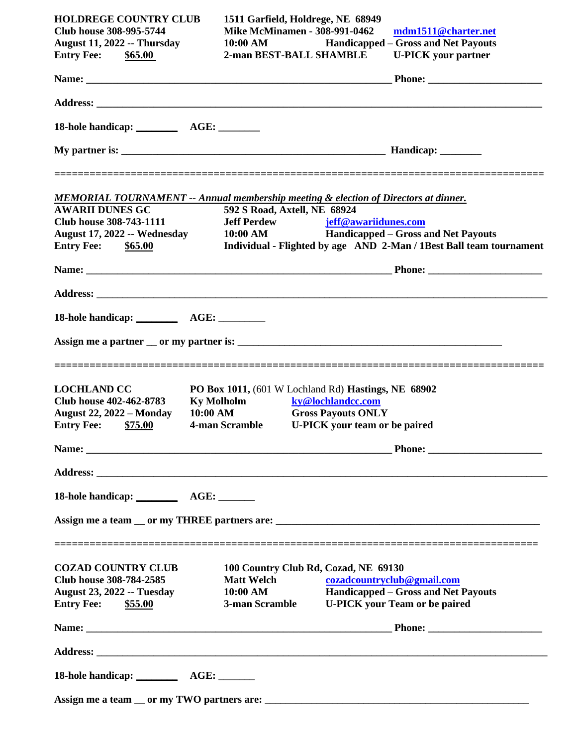**HOLDREGE COUNTRY CLUB** — **1511 Garfield, Holdrege, NE 68949**
**Club house 308-995-5744** — **Mike McMinamen - 308-991-0462** — mdm1511@charter.net
**August 11, 2022 -- Thursday** — **10:00 AM** — **Handicapped – Gross and Net Payouts**
**Entry Fee: $65.00** — **2-man BEST-BALL SHAMBLE** — **U-PICK your partner**

**Name:** ______________________________ **Phone:** ______________

**Address:** ______________________________________________

**18-hole handicap:** ________ **AGE:** ________

**My partner is:** ______________________________ **Handicap:** ________

================================================================================

***MEMORIAL TOURNAMENT -- Annual membership meeting & election of Directors at dinner.***

**AWARII DUNES GC** — **592 S Road, Axtell, NE 68924**
**Club house 308-743-1111** — **Jeff Perdew** — jeff@awariidunes.com
**August 17, 2022 -- Wednesday** — **10:00 AM** — **Handicapped – Gross and Net Payouts**
**Entry Fee: $65.00** — **Individual - Flighted by age AND 2-Man / 1Best Ball team tournament**

**Name:** ______________________________ **Phone:** ______________

**Address:** ______________________________________________

**18-hole handicap:** ________ **AGE:** ________

**Assign me a partner __ or my partner is:** ______________________________

================================================================================

**LOCHLAND CC** — **PO Box 1011,** (601 W Lochland Rd) **Hastings, NE 68902**
**Club house 402-462-8783** — **Ky Molholm** — ky@lochlandcc.com
**August 22, 2022 – Monday** — **10:00 AM** — **Gross Payouts ONLY**
**Entry Fee: $75.00** — **4-man Scramble** — **U-PICK your team or be paired**

**Name:** ______________________________ **Phone:** ______________

**Address:** ______________________________________________

**18-hole handicap:** ________ **AGE:** ________

**Assign me a team __ or my THREE partners are:** ______________________________

================================================================================

**COZAD COUNTRY CLUB** — **100 Country Club Rd, Cozad, NE 69130**
**Club house 308-784-2585** — **Matt Welch** — cozadcountryclub@gmail.com
**August 23, 2022 -- Tuesday** — **10:00 AM** — **Handicapped – Gross and Net Payouts**
**Entry Fee: $55.00** — **3-man Scramble** — **U-PICK your Team or be paired**

**Name:** ______________________________ **Phone:** ______________

**Address:** ______________________________________________

**18-hole handicap:** ________ **AGE:** ________

**Assign me a team __ or my TWO partners are:** ______________________________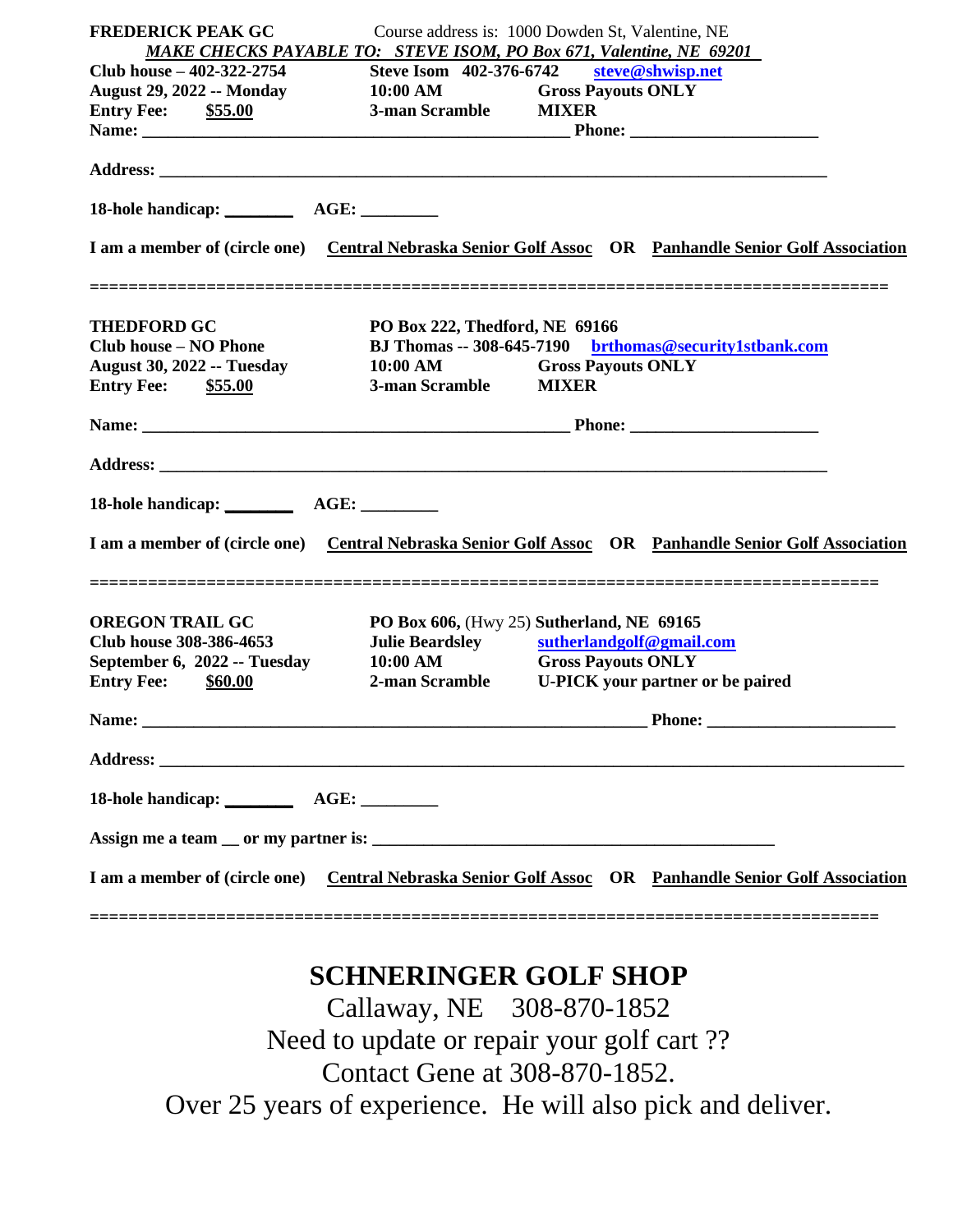**FREDERICK PEAK GC** Course address is: 1000 Dowden St, Valentine, NE

***MAKE CHECKS PAYABLE TO: STEVE ISOM, PO Box 671, Valentine, NE 69201***

**Club house – 402-322-2754** **Steve Isom 402-376-6742** **steve@shwisp.net**

**August 29, 2022 -- Monday** **10:00 AM** **Gross Payouts ONLY**

**Entry Fee: $55.00** **3-man Scramble** **MIXER**

**Name:** ______________________________________________ **Phone:** ____________________

**Address:** ______________________________________________________________________

**18-hole handicap:** _______ **AGE:** ________

**I am a member of (circle one)** **Central Nebraska Senior Golf Assoc** **OR** **Panhandle Senior Golf Association**

==============================================================================

**THEDFORD GC** **PO Box 222, Thedford, NE 69166**

**Club house – NO Phone** **BJ Thomas -- 308-645-7190** **brthomas@security1stbank.com**

**August 30, 2022 -- Tuesday** **10:00 AM** **Gross Payouts ONLY**

**Entry Fee: $55.00** **3-man Scramble** **MIXER**

**Name:** ______________________________________________ **Phone:** ____________________

**Address:** ______________________________________________________________________

**18-hole handicap:** _______ **AGE:** ________

**I am a member of (circle one)** **Central Nebraska Senior Golf Assoc** **OR** **Panhandle Senior Golf Association**

==============================================================================

**OREGON TRAIL GC** **PO Box 606,** (Hwy 25) **Sutherland, NE 69165**

**Club house 308-386-4653** **Julie Beardsley** **sutherlandgolf@gmail.com**

**September 6, 2022 -- Tuesday** **10:00 AM** **Gross Payouts ONLY**

**Entry Fee: $60.00** **2-man Scramble** **U-PICK your partner or be paired**

**Name:** ______________________________________________________ **Phone:** ____________________

**Address:** ______________________________________________________________________________

**18-hole handicap:** _______ **AGE:** ________

**Assign me a team __ or my partner is:** ____________________________________________

**I am a member of (circle one)** **Central Nebraska Senior Golf Assoc** **OR** **Panhandle Senior Golf Association**

==============================================================================

## SCHNERINGER GOLF SHOP

Callaway, NE 308-870-1852

Need to update or repair your golf cart ??

Contact Gene at 308-870-1852.

Over 25 years of experience. He will also pick and deliver.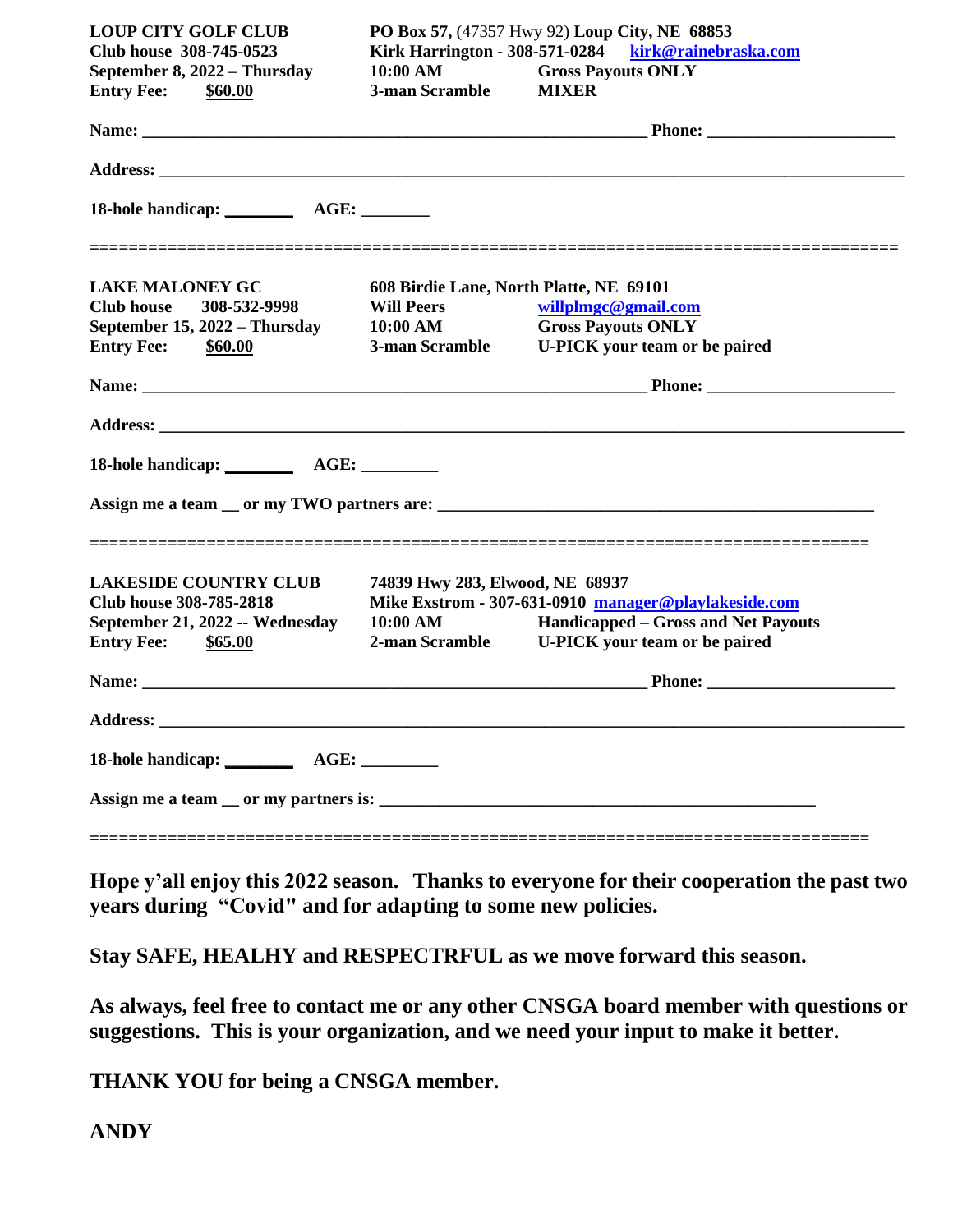**LOUP CITY GOLF CLUB** **PO Box 57,** (47357 Hwy 92) **Loup City, NE 68853**
**Club house 308-745-0523** **Kirk Harrington - 308-571-0284** **kirk@rainebraska.com**
**September 8, 2022 – Thursday** **10:00 AM** **Gross Payouts ONLY**
**Entry Fee: $60.00** **3-man Scramble** **MIXER**

**Name:** ______________________________ **Phone:** ______________

**Address:** ______________________________________________

**18-hole handicap:** ________ **AGE:** ________

===============================================================================

**LAKE MALONEY GC** **608 Birdie Lane, North Platte, NE 69101**
**Club house 308-532-9998** **Will Peers** **willplmgc@gmail.com**
**September 15, 2022 – Thursday** **10:00 AM** **Gross Payouts ONLY**
**Entry Fee: $60.00** **3-man Scramble** **U-PICK your team or be paired**

**Name:** ______________________________ **Phone:** ______________

**Address:** ______________________________________________

**18-hole handicap:** ________ **AGE:** ________

**Assign me a team __ or my TWO partners are:** ______________________________

===============================================================================

**LAKESIDE COUNTRY CLUB** **74839 Hwy 283, Elwood, NE 68937**
**Club house 308-785-2818** **Mike Exstrom - 307-631-0910** **manager@playlakeside.com**
**September 21, 2022 -- Wednesday** **10:00 AM** **Handicapped – Gross and Net Payouts**
**Entry Fee: $65.00** **2-man Scramble** **U-PICK your team or be paired**

**Name:** ______________________________ **Phone:** ______________

**Address:** ______________________________________________

**18-hole handicap:** ________ **AGE:** ________

**Assign me a team __ or my partners is:** ______________________________

===============================================================================

**Hope y'all enjoy this 2022 season. Thanks to everyone for their cooperation the past two years during "Covid" and for adapting to some new policies.**

**Stay SAFE, HEALHY and RESPECTRFUL as we move forward this season.**

**As always, feel free to contact me or any other CNSGA board member with questions or suggestions. This is your organization, and we need your input to make it better.**

**THANK YOU for being a CNSGA member.**

**ANDY**